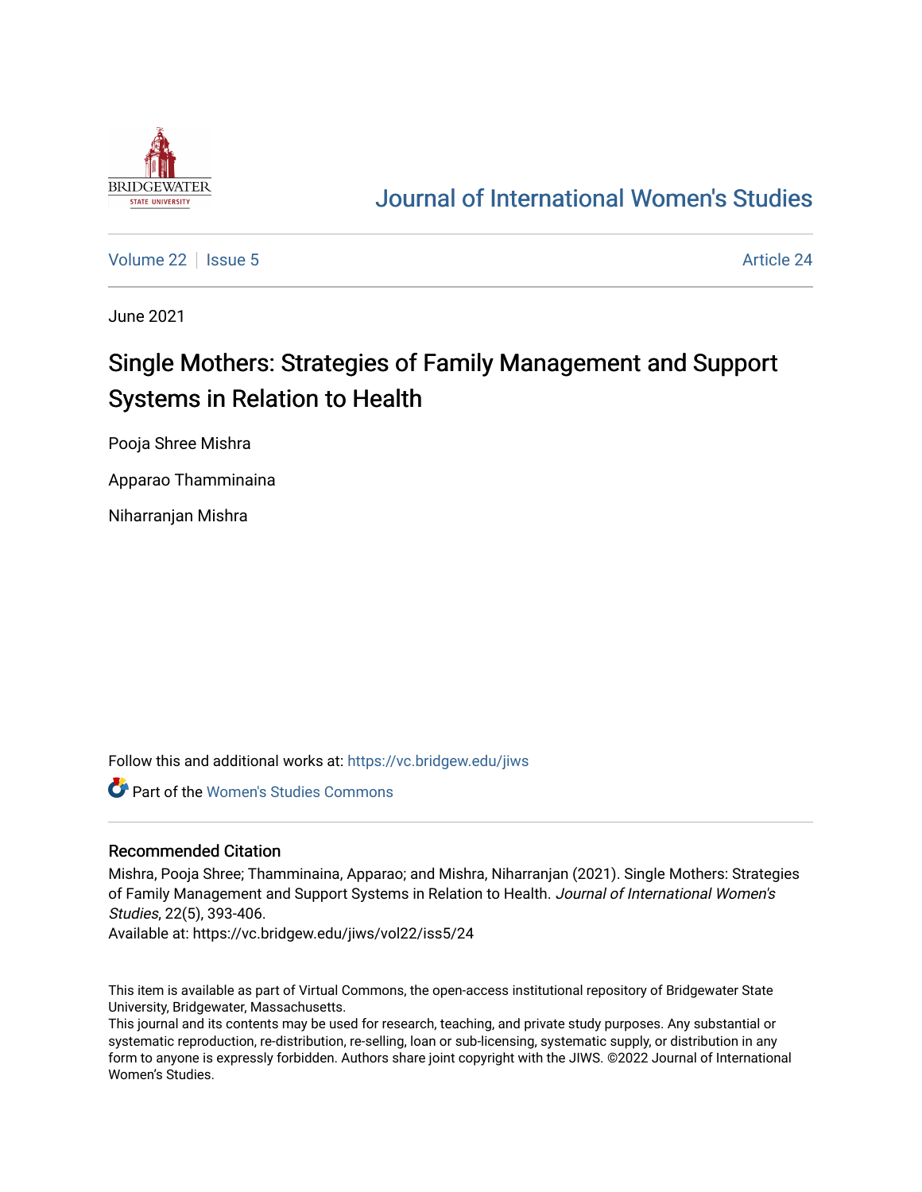Journal of International Women's Studies

Volume 22 | Issue 5 | Article 24

June 2021

# Single Mothers: Strategies of Family Management and Support Systems in Relation to Health

Pooja Shree Mishra

Apparao Thamminaina

Niharranjan Mishra

Follow this and additional works at: https://vc.bridgew.edu/jiws

Part of the Women's Studies Commons

## Recommended Citation

Mishra, Pooja Shree; Thamminaina, Apparao; and Mishra, Niharranjan (2021). Single Mothers: Strategies of Family Management and Support Systems in Relation to Health. *Journal of International Women's Studies*, 22(5), 393-406.

Available at: https://vc.bridgew.edu/jiws/vol22/iss5/24

This item is available as part of Virtual Commons, the open-access institutional repository of Bridgewater State University, Bridgewater, Massachusetts.

This journal and its contents may be used for research, teaching, and private study purposes. Any substantial or systematic reproduction, re-distribution, re-selling, loan or sub-licensing, systematic supply, or distribution in any form to anyone is expressly forbidden. Authors share joint copyright with the JIWS. ©2022 Journal of International Women's Studies.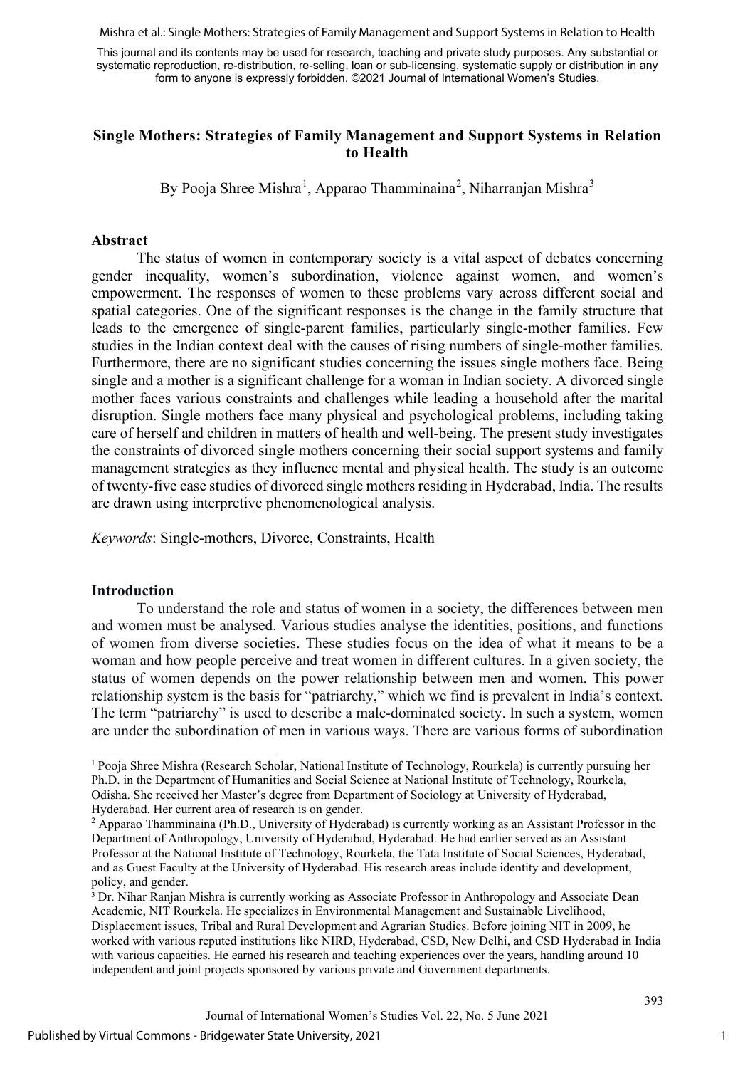This journal and its contents may be used for research, teaching and private study purposes. Any substantial or systematic reproduction, re-distribution, re-selling, loan or sub-licensing, systematic supply or distribution in any form to anyone is expressly forbidden. ©2021 Journal of International Women's Studies.

# Single Mothers: Strategies of Family Management and Support Systems in Relation to Health

By Pooja Shree Mishra[1], Apparao Thamminaina[2], Niharranjan Mishra[3]

## Abstract

The status of women in contemporary society is a vital aspect of debates concerning gender inequality, women's subordination, violence against women, and women's empowerment. The responses of women to these problems vary across different social and spatial categories. One of the significant responses is the change in the family structure that leads to the emergence of single-parent families, particularly single-mother families. Few studies in the Indian context deal with the causes of rising numbers of single-mother families. Furthermore, there are no significant studies concerning the issues single mothers face. Being single and a mother is a significant challenge for a woman in Indian society. A divorced single mother faces various constraints and challenges while leading a household after the marital disruption. Single mothers face many physical and psychological problems, including taking care of herself and children in matters of health and well-being. The present study investigates the constraints of divorced single mothers concerning their social support systems and family management strategies as they influence mental and physical health. The study is an outcome of twenty-five case studies of divorced single mothers residing in Hyderabad, India. The results are drawn using interpretive phenomenological analysis.

*Keywords*: Single-mothers, Divorce, Constraints, Health

## Introduction

To understand the role and status of women in a society, the differences between men and women must be analysed. Various studies analyse the identities, positions, and functions of women from diverse societies. These studies focus on the idea of what it means to be a woman and how people perceive and treat women in different cultures. In a given society, the status of women depends on the power relationship between men and women. This power relationship system is the basis for "patriarchy," which we find is prevalent in India's context. The term "patriarchy" is used to describe a male-dominated society. In such a system, women are under the subordination of men in various ways. There are various forms of subordination

[1] Pooja Shree Mishra (Research Scholar, National Institute of Technology, Rourkela) is currently pursuing her Ph.D. in the Department of Humanities and Social Science at National Institute of Technology, Rourkela, Odisha. She received her Master's degree from Department of Sociology at University of Hyderabad, Hyderabad. Her current area of research is on gender.

[2] Apparao Thamminaina (Ph.D., University of Hyderabad) is currently working as an Assistant Professor in the Department of Anthropology, University of Hyderabad, Hyderabad. He had earlier served as an Assistant Professor at the National Institute of Technology, Rourkela, the Tata Institute of Social Sciences, Hyderabad, and as Guest Faculty at the University of Hyderabad. His research areas include identity and development, policy, and gender.

[3] Dr. Nihar Ranjan Mishra is currently working as Associate Professor in Anthropology and Associate Dean Academic, NIT Rourkela. He specializes in Environmental Management and Sustainable Livelihood, Displacement issues, Tribal and Rural Development and Agrarian Studies. Before joining NIT in 2009, he worked with various reputed institutions like NIRD, Hyderabad, CSD, New Delhi, and CSD Hyderabad in India with various capacities. He earned his research and teaching experiences over the years, handling around 10 independent and joint projects sponsored by various private and Government departments.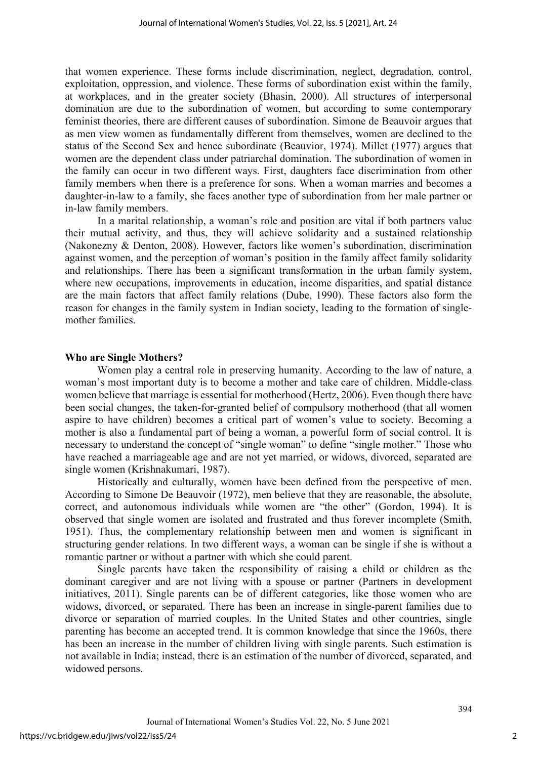that women experience. These forms include discrimination, neglect, degradation, control, exploitation, oppression, and violence. These forms of subordination exist within the family, at workplaces, and in the greater society (Bhasin, 2000). All structures of interpersonal domination are due to the subordination of women, but according to some contemporary feminist theories, there are different causes of subordination. Simone de Beauvoir argues that as men view women as fundamentally different from themselves, women are declined to the status of the Second Sex and hence subordinate (Beauvior, 1974). Millet (1977) argues that women are the dependent class under patriarchal domination. The subordination of women in the family can occur in two different ways. First, daughters face discrimination from other family members when there is a preference for sons. When a woman marries and becomes a daughter-in-law to a family, she faces another type of subordination from her male partner or in-law family members.

In a marital relationship, a woman's role and position are vital if both partners value their mutual activity, and thus, they will achieve solidarity and a sustained relationship (Nakonezny & Denton, 2008). However, factors like women's subordination, discrimination against women, and the perception of woman's position in the family affect family solidarity and relationships. There has been a significant transformation in the urban family system, where new occupations, improvements in education, income disparities, and spatial distance are the main factors that affect family relations (Dube, 1990). These factors also form the reason for changes in the family system in Indian society, leading to the formation of single-mother families.

## Who are Single Mothers?

Women play a central role in preserving humanity. According to the law of nature, a woman's most important duty is to become a mother and take care of children. Middle-class women believe that marriage is essential for motherhood (Hertz, 2006). Even though there have been social changes, the taken-for-granted belief of compulsory motherhood (that all women aspire to have children) becomes a critical part of women's value to society. Becoming a mother is also a fundamental part of being a woman, a powerful form of social control. It is necessary to understand the concept of "single woman" to define "single mother." Those who have reached a marriageable age and are not yet married, or widows, divorced, separated are single women (Krishnakumari, 1987).

Historically and culturally, women have been defined from the perspective of men. According to Simone De Beauvoir (1972), men believe that they are reasonable, the absolute, correct, and autonomous individuals while women are "the other" (Gordon, 1994). It is observed that single women are isolated and frustrated and thus forever incomplete (Smith, 1951). Thus, the complementary relationship between men and women is significant in structuring gender relations. In two different ways, a woman can be single if she is without a romantic partner or without a partner with which she could parent.

Single parents have taken the responsibility of raising a child or children as the dominant caregiver and are not living with a spouse or partner (Partners in development initiatives, 2011). Single parents can be of different categories, like those women who are widows, divorced, or separated. There has been an increase in single-parent families due to divorce or separation of married couples. In the United States and other countries, single parenting has become an accepted trend. It is common knowledge that since the 1960s, there has been an increase in the number of children living with single parents. Such estimation is not available in India; instead, there is an estimation of the number of divorced, separated, and widowed persons.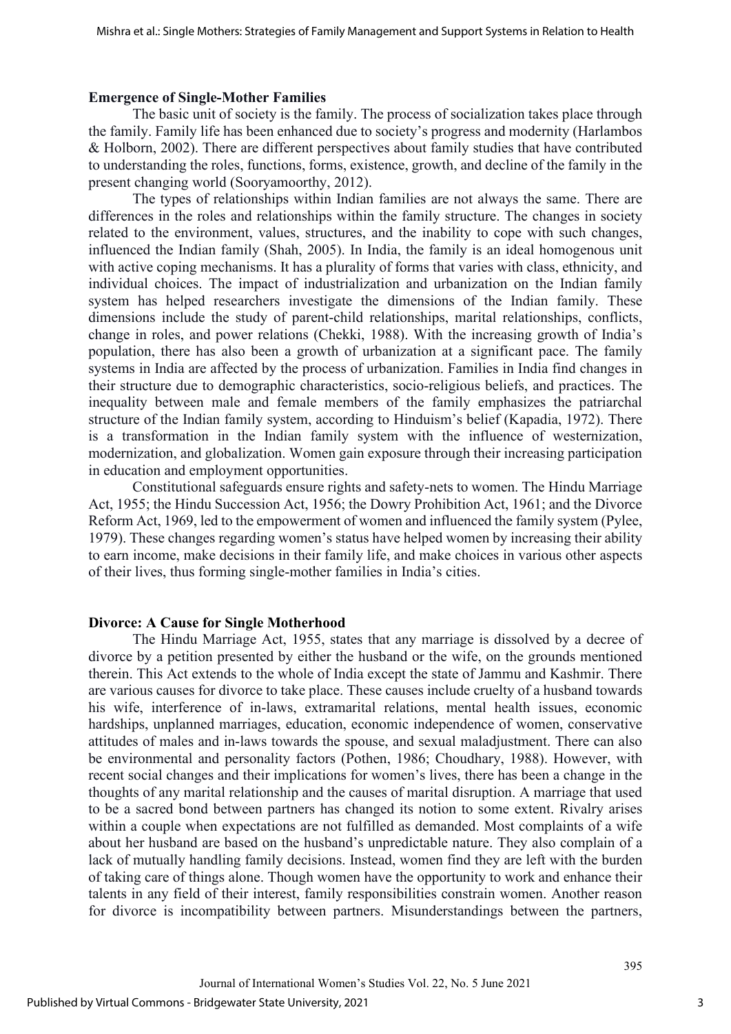### Emergence of Single-Mother Families

The basic unit of society is the family. The process of socialization takes place through the family. Family life has been enhanced due to society's progress and modernity (Harlambos & Holborn, 2002). There are different perspectives about family studies that have contributed to understanding the roles, functions, forms, existence, growth, and decline of the family in the present changing world (Sooryamoorthy, 2012).

The types of relationships within Indian families are not always the same. There are differences in the roles and relationships within the family structure. The changes in society related to the environment, values, structures, and the inability to cope with such changes, influenced the Indian family (Shah, 2005). In India, the family is an ideal homogenous unit with active coping mechanisms. It has a plurality of forms that varies with class, ethnicity, and individual choices. The impact of industrialization and urbanization on the Indian family system has helped researchers investigate the dimensions of the Indian family. These dimensions include the study of parent-child relationships, marital relationships, conflicts, change in roles, and power relations (Chekki, 1988). With the increasing growth of India's population, there has also been a growth of urbanization at a significant pace. The family systems in India are affected by the process of urbanization. Families in India find changes in their structure due to demographic characteristics, socio-religious beliefs, and practices. The inequality between male and female members of the family emphasizes the patriarchal structure of the Indian family system, according to Hinduism's belief (Kapadia, 1972). There is a transformation in the Indian family system with the influence of westernization, modernization, and globalization. Women gain exposure through their increasing participation in education and employment opportunities.

Constitutional safeguards ensure rights and safety-nets to women. The Hindu Marriage Act, 1955; the Hindu Succession Act, 1956; the Dowry Prohibition Act, 1961; and the Divorce Reform Act, 1969, led to the empowerment of women and influenced the family system (Pylee, 1979). These changes regarding women's status have helped women by increasing their ability to earn income, make decisions in their family life, and make choices in various other aspects of their lives, thus forming single-mother families in India's cities.

### Divorce: A Cause for Single Motherhood

The Hindu Marriage Act, 1955, states that any marriage is dissolved by a decree of divorce by a petition presented by either the husband or the wife, on the grounds mentioned therein. This Act extends to the whole of India except the state of Jammu and Kashmir. There are various causes for divorce to take place. These causes include cruelty of a husband towards his wife, interference of in-laws, extramarital relations, mental health issues, economic hardships, unplanned marriages, education, economic independence of women, conservative attitudes of males and in-laws towards the spouse, and sexual maladjustment. There can also be environmental and personality factors (Pothen, 1986; Choudhary, 1988). However, with recent social changes and their implications for women's lives, there has been a change in the thoughts of any marital relationship and the causes of marital disruption. A marriage that used to be a sacred bond between partners has changed its notion to some extent. Rivalry arises within a couple when expectations are not fulfilled as demanded. Most complaints of a wife about her husband are based on the husband's unpredictable nature. They also complain of a lack of mutually handling family decisions. Instead, women find they are left with the burden of taking care of things alone. Though women have the opportunity to work and enhance their talents in any field of their interest, family responsibilities constrain women. Another reason for divorce is incompatibility between partners. Misunderstandings between the partners,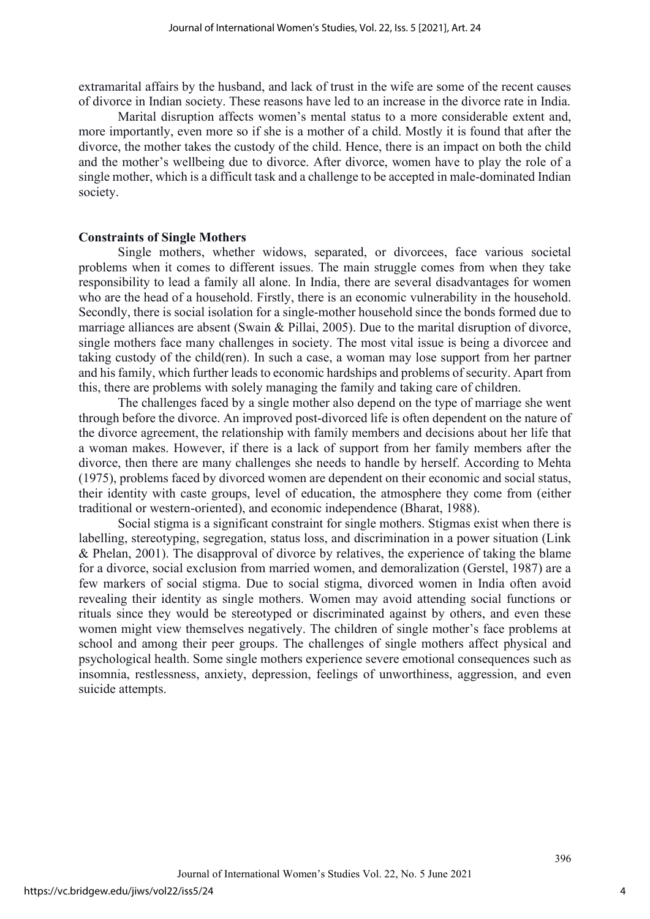extramarital affairs by the husband, and lack of trust in the wife are some of the recent causes of divorce in Indian society. These reasons have led to an increase in the divorce rate in India.

Marital disruption affects women's mental status to a more considerable extent and, more importantly, even more so if she is a mother of a child. Mostly it is found that after the divorce, the mother takes the custody of the child. Hence, there is an impact on both the child and the mother's wellbeing due to divorce. After divorce, women have to play the role of a single mother, which is a difficult task and a challenge to be accepted in male-dominated Indian society.

## Constraints of Single Mothers

Single mothers, whether widows, separated, or divorcees, face various societal problems when it comes to different issues. The main struggle comes from when they take responsibility to lead a family all alone. In India, there are several disadvantages for women who are the head of a household. Firstly, there is an economic vulnerability in the household. Secondly, there is social isolation for a single-mother household since the bonds formed due to marriage alliances are absent (Swain & Pillai, 2005). Due to the marital disruption of divorce, single mothers face many challenges in society. The most vital issue is being a divorcee and taking custody of the child(ren). In such a case, a woman may lose support from her partner and his family, which further leads to economic hardships and problems of security. Apart from this, there are problems with solely managing the family and taking care of children.

The challenges faced by a single mother also depend on the type of marriage she went through before the divorce. An improved post-divorced life is often dependent on the nature of the divorce agreement, the relationship with family members and decisions about her life that a woman makes. However, if there is a lack of support from her family members after the divorce, then there are many challenges she needs to handle by herself. According to Mehta (1975), problems faced by divorced women are dependent on their economic and social status, their identity with caste groups, level of education, the atmosphere they come from (either traditional or western-oriented), and economic independence (Bharat, 1988).

Social stigma is a significant constraint for single mothers. Stigmas exist when there is labelling, stereotyping, segregation, status loss, and discrimination in a power situation (Link & Phelan, 2001). The disapproval of divorce by relatives, the experience of taking the blame for a divorce, social exclusion from married women, and demoralization (Gerstel, 1987) are a few markers of social stigma. Due to social stigma, divorced women in India often avoid revealing their identity as single mothers. Women may avoid attending social functions or rituals since they would be stereotyped or discriminated against by others, and even these women might view themselves negatively. The children of single mother's face problems at school and among their peer groups. The challenges of single mothers affect physical and psychological health. Some single mothers experience severe emotional consequences such as insomnia, restlessness, anxiety, depression, feelings of unworthiness, aggression, and even suicide attempts.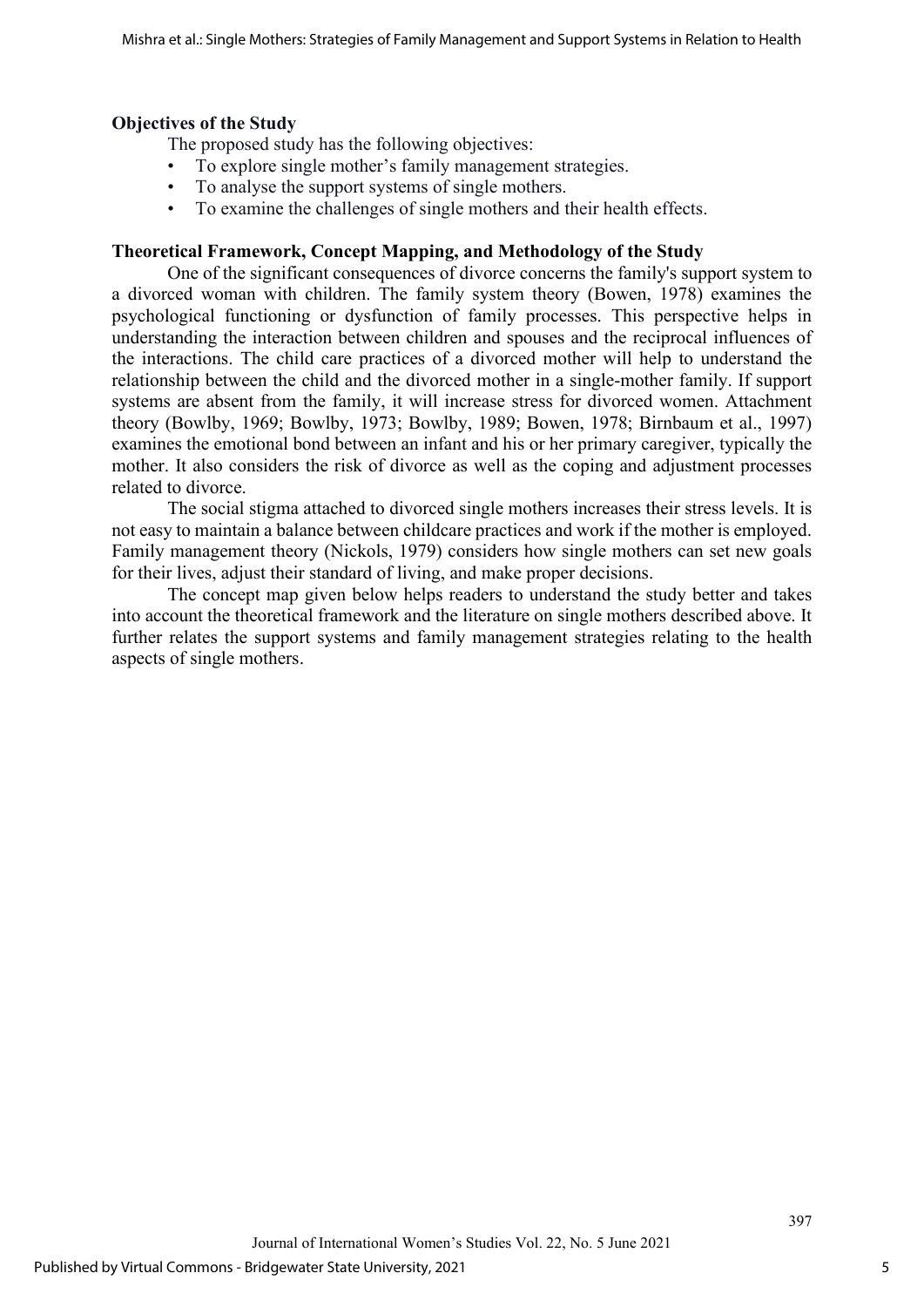### Objectives of the Study

The proposed study has the following objectives:

- To explore single mother's family management strategies.
- To analyse the support systems of single mothers.
- To examine the challenges of single mothers and their health effects.

### Theoretical Framework, Concept Mapping, and Methodology of the Study

One of the significant consequences of divorce concerns the family's support system to a divorced woman with children. The family system theory (Bowen, 1978) examines the psychological functioning or dysfunction of family processes. This perspective helps in understanding the interaction between children and spouses and the reciprocal influences of the interactions. The child care practices of a divorced mother will help to understand the relationship between the child and the divorced mother in a single-mother family. If support systems are absent from the family, it will increase stress for divorced women. Attachment theory (Bowlby, 1969; Bowlby, 1973; Bowlby, 1989; Bowen, 1978; Birnbaum et al., 1997) examines the emotional bond between an infant and his or her primary caregiver, typically the mother. It also considers the risk of divorce as well as the coping and adjustment processes related to divorce.

The social stigma attached to divorced single mothers increases their stress levels. It is not easy to maintain a balance between childcare practices and work if the mother is employed. Family management theory (Nickols, 1979) considers how single mothers can set new goals for their lives, adjust their standard of living, and make proper decisions.

The concept map given below helps readers to understand the study better and takes into account the theoretical framework and the literature on single mothers described above. It further relates the support systems and family management strategies relating to the health aspects of single mothers.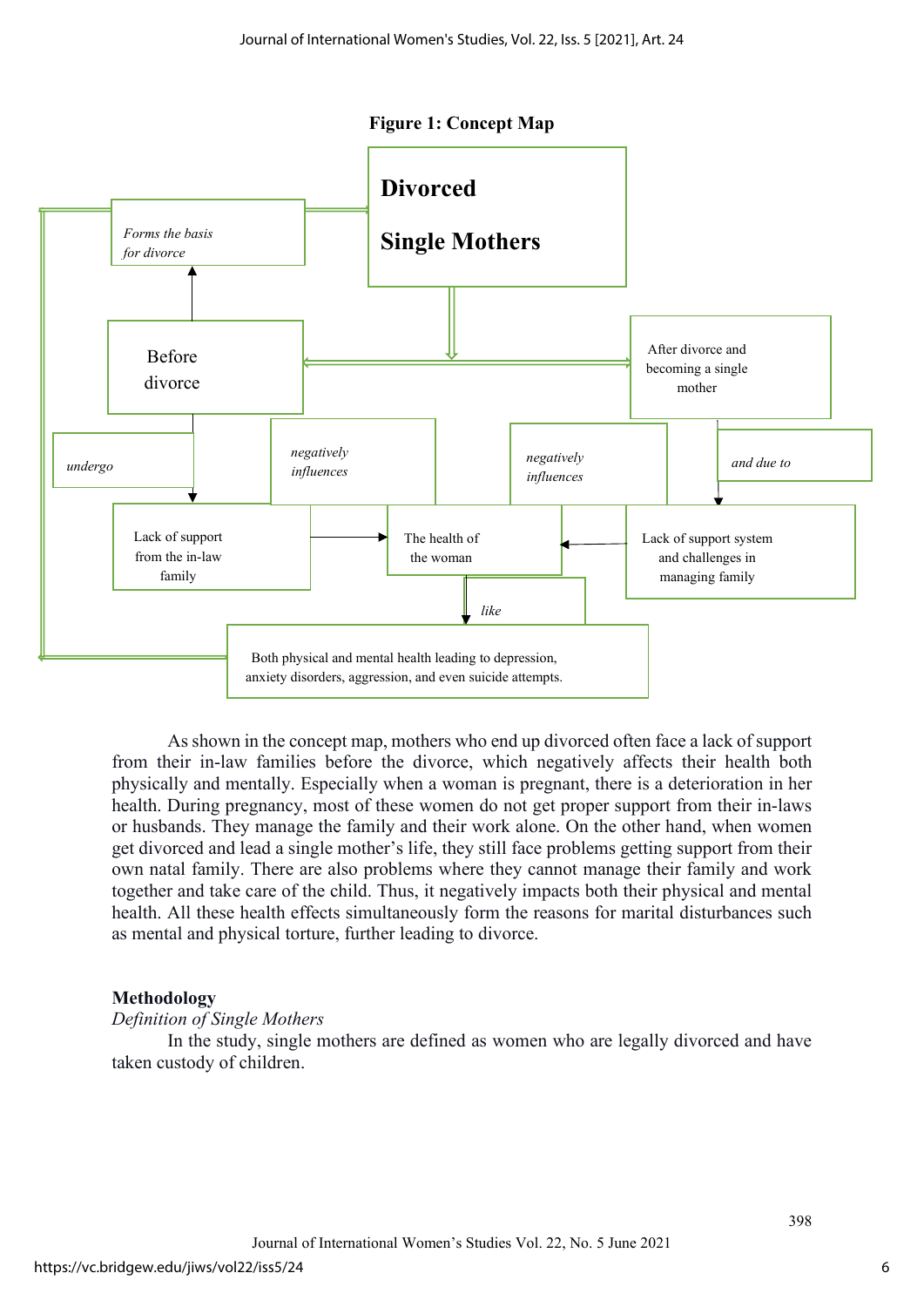**Figure 1: Concept Map**

Divorced

Single Mothers

Forms the basis for divorce

Before divorce

After divorce and becoming a single mother

undergo

negatively influences

negatively influences

and due to

Lack of support from the in-law family

The health of the woman

Lack of support system and challenges in managing family

like

Both physical and mental health leading to depression, anxiety disorders, aggression, and even suicide attempts.

As shown in the concept map, mothers who end up divorced often face a lack of support from their in-law families before the divorce, which negatively affects their health both physically and mentally. Especially when a woman is pregnant, there is a deterioration in her health. During pregnancy, most of these women do not get proper support from their in-laws or husbands. They manage the family and their work alone. On the other hand, when women get divorced and lead a single mother's life, they still face problems getting support from their own natal family. There are also problems where they cannot manage their family and work together and take care of the child. Thus, it negatively impacts both their physical and mental health. All these health effects simultaneously form the reasons for marital disturbances such as mental and physical torture, further leading to divorce.

## Methodology

*Definition of Single Mothers*

In the study, single mothers are defined as women who are legally divorced and have taken custody of children.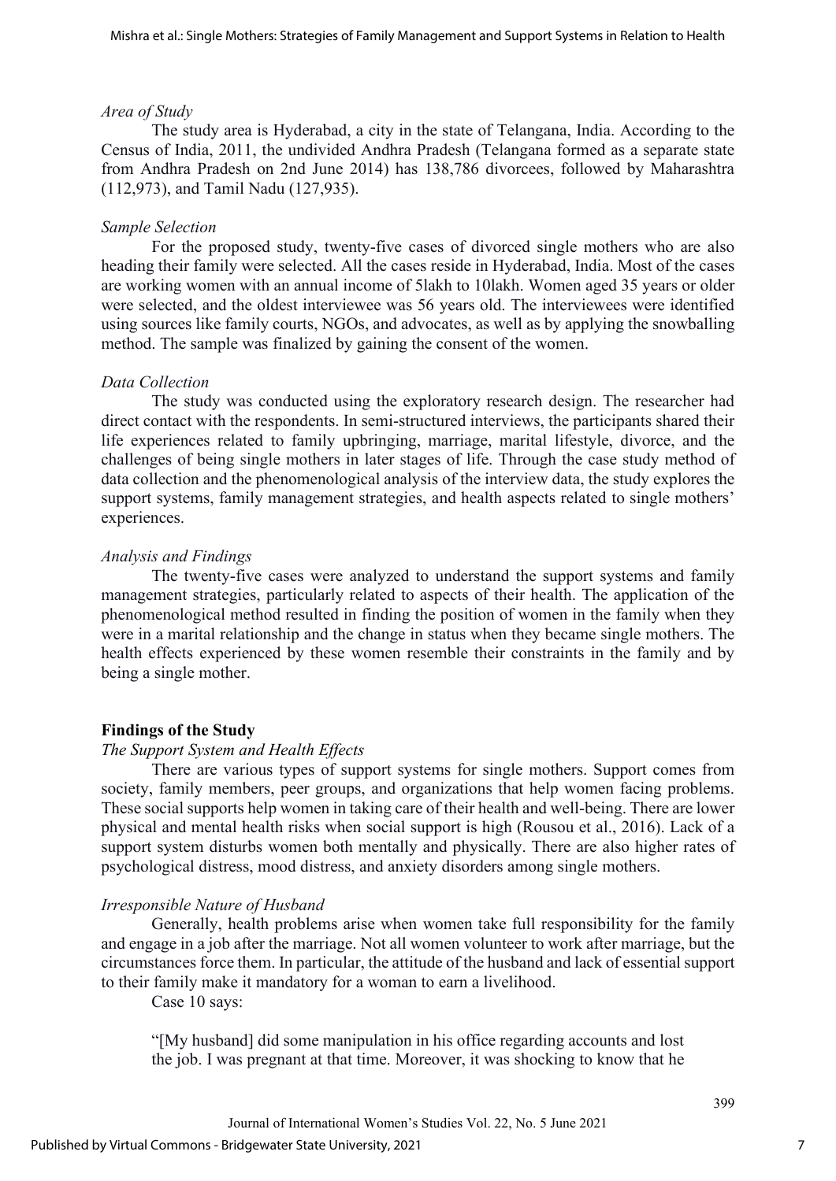*Area of Study*

The study area is Hyderabad, a city in the state of Telangana, India. According to the Census of India, 2011, the undivided Andhra Pradesh (Telangana formed as a separate state from Andhra Pradesh on 2nd June 2014) has 138,786 divorcees, followed by Maharashtra (112,973), and Tamil Nadu (127,935).

*Sample Selection*

For the proposed study, twenty-five cases of divorced single mothers who are also heading their family were selected. All the cases reside in Hyderabad, India. Most of the cases are working women with an annual income of 5lakh to 10lakh. Women aged 35 years or older were selected, and the oldest interviewee was 56 years old. The interviewees were identified using sources like family courts, NGOs, and advocates, as well as by applying the snowballing method. The sample was finalized by gaining the consent of the women.

*Data Collection*

The study was conducted using the exploratory research design. The researcher had direct contact with the respondents. In semi-structured interviews, the participants shared their life experiences related to family upbringing, marriage, marital lifestyle, divorce, and the challenges of being single mothers in later stages of life. Through the case study method of data collection and the phenomenological analysis of the interview data, the study explores the support systems, family management strategies, and health aspects related to single mothers' experiences.

*Analysis and Findings*

The twenty-five cases were analyzed to understand the support systems and family management strategies, particularly related to aspects of their health. The application of the phenomenological method resulted in finding the position of women in the family when they were in a marital relationship and the change in status when they became single mothers. The health effects experienced by these women resemble their constraints in the family and by being a single mother.

## Findings of the Study

*The Support System and Health Effects*

There are various types of support systems for single mothers. Support comes from society, family members, peer groups, and organizations that help women facing problems. These social supports help women in taking care of their health and well-being. There are lower physical and mental health risks when social support is high (Rousou et al., 2016). Lack of a support system disturbs women both mentally and physically. There are also higher rates of psychological distress, mood distress, and anxiety disorders among single mothers.

*Irresponsible Nature of Husband*

Generally, health problems arise when women take full responsibility for the family and engage in a job after the marriage. Not all women volunteer to work after marriage, but the circumstances force them. In particular, the attitude of the husband and lack of essential support to their family make it mandatory for a woman to earn a livelihood.

Case 10 says:

> "[My husband] did some manipulation in his office regarding accounts and lost the job. I was pregnant at that time. Moreover, it was shocking to know that he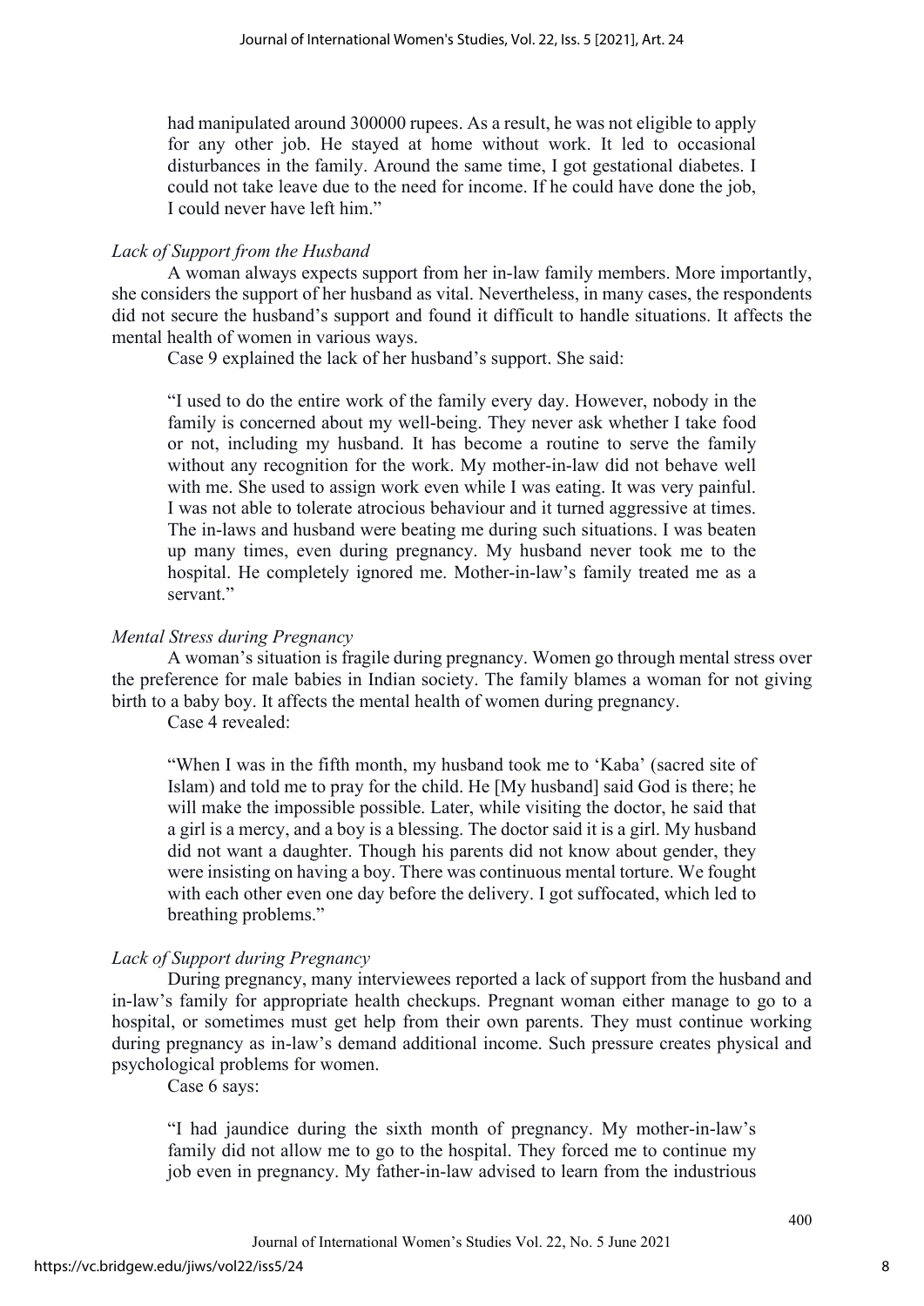had manipulated around 300000 rupees. As a result, he was not eligible to apply for any other job. He stayed at home without work. It led to occasional disturbances in the family. Around the same time, I got gestational diabetes. I could not take leave due to the need for income. If he could have done the job, I could never have left him."

*Lack of Support from the Husband*

A woman always expects support from her in-law family members. More importantly, she considers the support of her husband as vital. Nevertheless, in many cases, the respondents did not secure the husband's support and found it difficult to handle situations. It affects the mental health of women in various ways.

Case 9 explained the lack of her husband's support. She said:

> "I used to do the entire work of the family every day. However, nobody in the family is concerned about my well-being. They never ask whether I take food or not, including my husband. It has become a routine to serve the family without any recognition for the work. My mother-in-law did not behave well with me. She used to assign work even while I was eating. It was very painful. I was not able to tolerate atrocious behaviour and it turned aggressive at times. The in-laws and husband were beating me during such situations. I was beaten up many times, even during pregnancy. My husband never took me to the hospital. He completely ignored me. Mother-in-law's family treated me as a servant."

*Mental Stress during Pregnancy*

A woman's situation is fragile during pregnancy. Women go through mental stress over the preference for male babies in Indian society. The family blames a woman for not giving birth to a baby boy. It affects the mental health of women during pregnancy.

Case 4 revealed:

> "When I was in the fifth month, my husband took me to 'Kaba' (sacred site of Islam) and told me to pray for the child. He [My husband] said God is there; he will make the impossible possible. Later, while visiting the doctor, he said that a girl is a mercy, and a boy is a blessing. The doctor said it is a girl. My husband did not want a daughter. Though his parents did not know about gender, they were insisting on having a boy. There was continuous mental torture. We fought with each other even one day before the delivery. I got suffocated, which led to breathing problems."

*Lack of Support during Pregnancy*

During pregnancy, many interviewees reported a lack of support from the husband and in-law's family for appropriate health checkups. Pregnant woman either manage to go to a hospital, or sometimes must get help from their own parents. They must continue working during pregnancy as in-law's demand additional income. Such pressure creates physical and psychological problems for women.

Case 6 says:

> "I had jaundice during the sixth month of pregnancy. My mother-in-law's family did not allow me to go to the hospital. They forced me to continue my job even in pregnancy. My father-in-law advised to learn from the industrious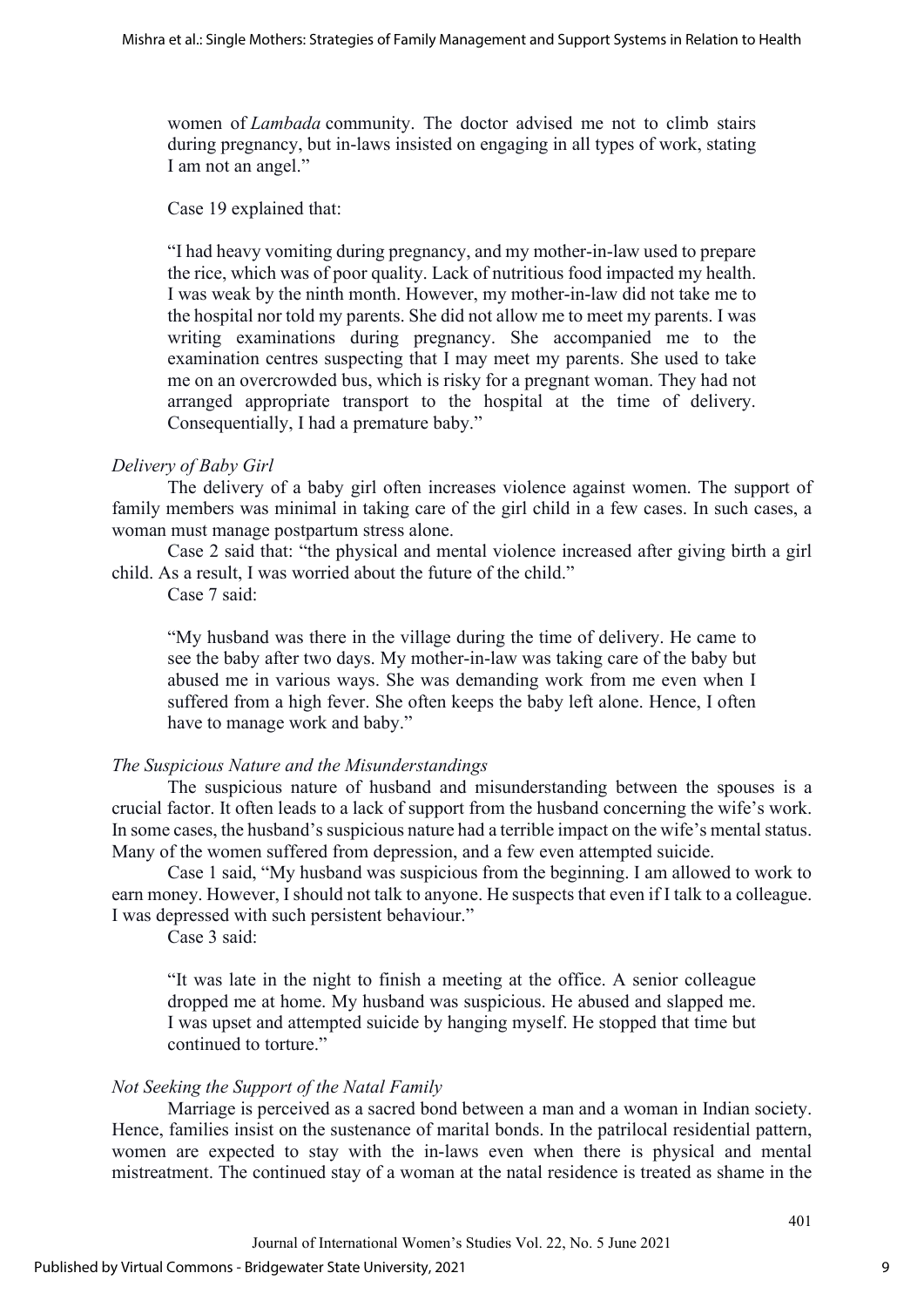women of *Lambada* community. The doctor advised me not to climb stairs during pregnancy, but in-laws insisted on engaging in all types of work, stating I am not an angel."

Case 19 explained that:

> "I had heavy vomiting during pregnancy, and my mother-in-law used to prepare the rice, which was of poor quality. Lack of nutritious food impacted my health. I was weak by the ninth month. However, my mother-in-law did not take me to the hospital nor told my parents. She did not allow me to meet my parents. I was writing examinations during pregnancy. She accompanied me to the examination centres suspecting that I may meet my parents. She used to take me on an overcrowded bus, which is risky for a pregnant woman. They had not arranged appropriate transport to the hospital at the time of delivery. Consequentially, I had a premature baby."

### *Delivery of Baby Girl*

The delivery of a baby girl often increases violence against women. The support of family members was minimal in taking care of the girl child in a few cases. In such cases, a woman must manage postpartum stress alone.

Case 2 said that: "the physical and mental violence increased after giving birth a girl child. As a result, I was worried about the future of the child."

Case 7 said:

> "My husband was there in the village during the time of delivery. He came to see the baby after two days. My mother-in-law was taking care of the baby but abused me in various ways. She was demanding work from me even when I suffered from a high fever. She often keeps the baby left alone. Hence, I often have to manage work and baby."

### *The Suspicious Nature and the Misunderstandings*

The suspicious nature of husband and misunderstanding between the spouses is a crucial factor. It often leads to a lack of support from the husband concerning the wife's work. In some cases, the husband's suspicious nature had a terrible impact on the wife's mental status. Many of the women suffered from depression, and a few even attempted suicide.

Case 1 said, "My husband was suspicious from the beginning. I am allowed to work to earn money. However, I should not talk to anyone. He suspects that even if I talk to a colleague. I was depressed with such persistent behaviour."

Case 3 said:

> "It was late in the night to finish a meeting at the office. A senior colleague dropped me at home. My husband was suspicious. He abused and slapped me. I was upset and attempted suicide by hanging myself. He stopped that time but continued to torture."

### *Not Seeking the Support of the Natal Family*

Marriage is perceived as a sacred bond between a man and a woman in Indian society. Hence, families insist on the sustenance of marital bonds. In the patrilocal residential pattern, women are expected to stay with the in-laws even when there is physical and mental mistreatment. The continued stay of a woman at the natal residence is treated as shame in the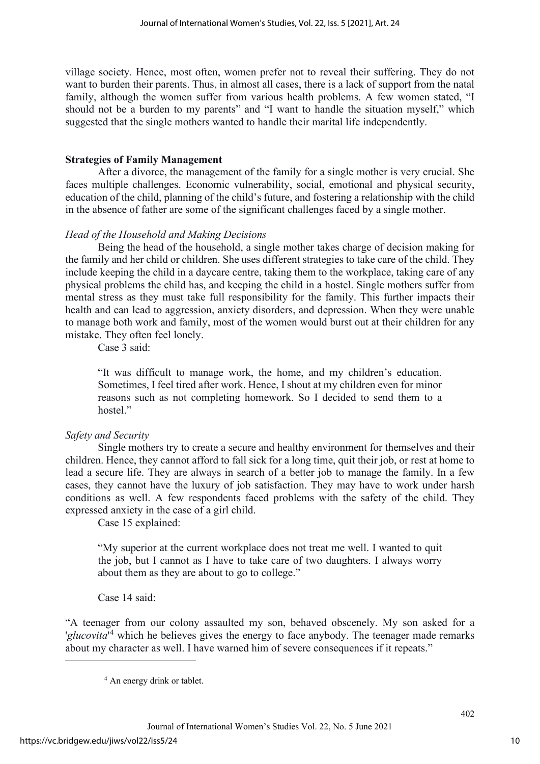village society. Hence, most often, women prefer not to reveal their suffering. They do not want to burden their parents. Thus, in almost all cases, there is a lack of support from the natal family, although the women suffer from various health problems. A few women stated, "I should not be a burden to my parents" and "I want to handle the situation myself," which suggested that the single mothers wanted to handle their marital life independently.

## Strategies of Family Management

After a divorce, the management of the family for a single mother is very crucial. She faces multiple challenges. Economic vulnerability, social, emotional and physical security, education of the child, planning of the child's future, and fostering a relationship with the child in the absence of father are some of the significant challenges faced by a single mother.

### *Head of the Household and Making Decisions*

Being the head of the household, a single mother takes charge of decision making for the family and her child or children. She uses different strategies to take care of the child. They include keeping the child in a daycare centre, taking them to the workplace, taking care of any physical problems the child has, and keeping the child in a hostel. Single mothers suffer from mental stress as they must take full responsibility for the family. This further impacts their health and can lead to aggression, anxiety disorders, and depression. When they were unable to manage both work and family, most of the women would burst out at their children for any mistake. They often feel lonely.

Case 3 said:

> "It was difficult to manage work, the home, and my children's education. Sometimes, I feel tired after work. Hence, I shout at my children even for minor reasons such as not completing homework. So I decided to send them to a hostel."

### *Safety and Security*

Single mothers try to create a secure and healthy environment for themselves and their children. Hence, they cannot afford to fall sick for a long time, quit their job, or rest at home to lead a secure life. They are always in search of a better job to manage the family. In a few cases, they cannot have the luxury of job satisfaction. They may have to work under harsh conditions as well. A few respondents faced problems with the safety of the child. They expressed anxiety in the case of a girl child.

Case 15 explained:

> "My superior at the current workplace does not treat me well. I wanted to quit the job, but I cannot as I have to take care of two daughters. I always worry about them as they are about to go to college."

Case 14 said:

"A teenager from our colony assaulted my son, behaved obscenely. My son asked for a '*glucovita*'[4] which he believes gives the energy to face anybody. The teenager made remarks about my character as well. I have warned him of severe consequences if it repeats."

[4] An energy drink or tablet.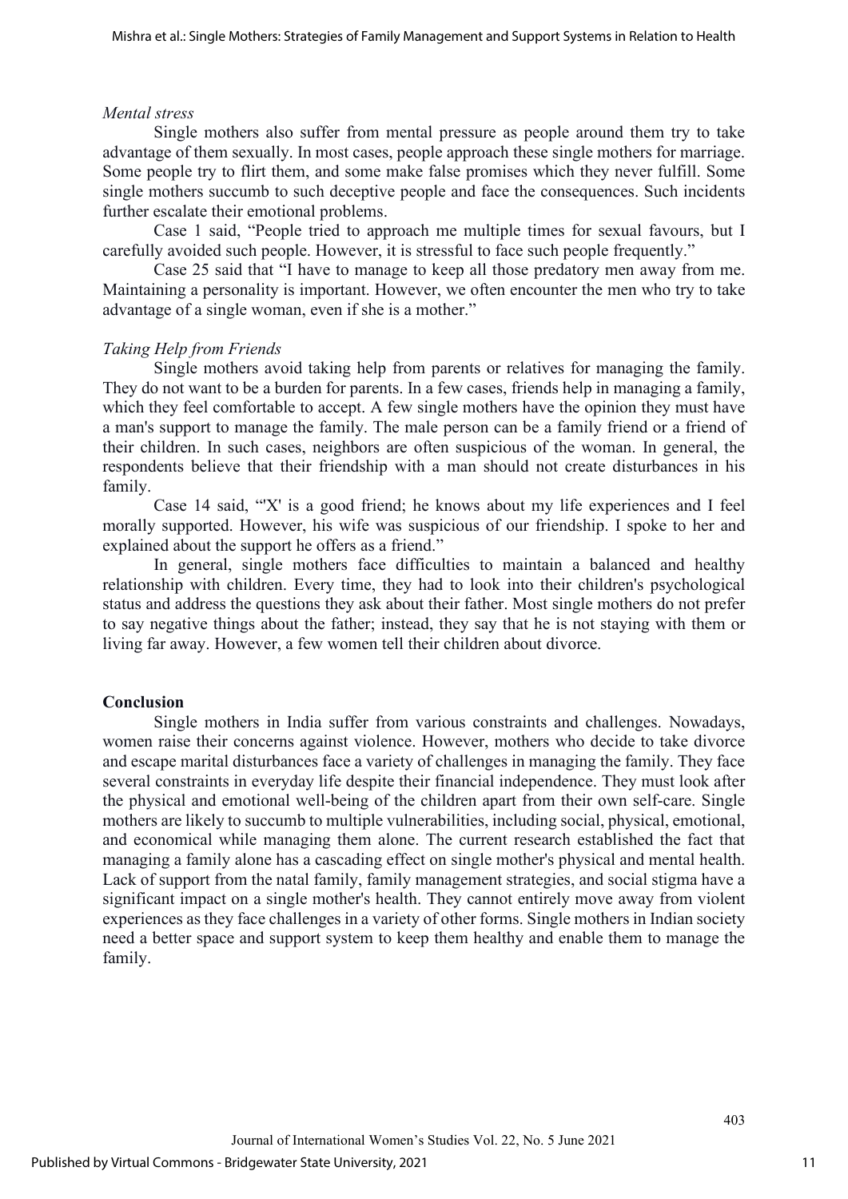*Mental stress*

Single mothers also suffer from mental pressure as people around them try to take advantage of them sexually. In most cases, people approach these single mothers for marriage. Some people try to flirt them, and some make false promises which they never fulfill. Some single mothers succumb to such deceptive people and face the consequences. Such incidents further escalate their emotional problems.

Case 1 said, "People tried to approach me multiple times for sexual favours, but I carefully avoided such people. However, it is stressful to face such people frequently."

Case 25 said that "I have to manage to keep all those predatory men away from me. Maintaining a personality is important. However, we often encounter the men who try to take advantage of a single woman, even if she is a mother."

*Taking Help from Friends*

Single mothers avoid taking help from parents or relatives for managing the family. They do not want to be a burden for parents. In a few cases, friends help in managing a family, which they feel comfortable to accept. A few single mothers have the opinion they must have a man's support to manage the family. The male person can be a family friend or a friend of their children. In such cases, neighbors are often suspicious of the woman. In general, the respondents believe that their friendship with a man should not create disturbances in his family.

Case 14 said, "'X' is a good friend; he knows about my life experiences and I feel morally supported. However, his wife was suspicious of our friendship. I spoke to her and explained about the support he offers as a friend."

In general, single mothers face difficulties to maintain a balanced and healthy relationship with children. Every time, they had to look into their children's psychological status and address the questions they ask about their father. Most single mothers do not prefer to say negative things about the father; instead, they say that he is not staying with them or living far away. However, a few women tell their children about divorce.

**Conclusion**

Single mothers in India suffer from various constraints and challenges. Nowadays, women raise their concerns against violence. However, mothers who decide to take divorce and escape marital disturbances face a variety of challenges in managing the family. They face several constraints in everyday life despite their financial independence. They must look after the physical and emotional well-being of the children apart from their own self-care. Single mothers are likely to succumb to multiple vulnerabilities, including social, physical, emotional, and economical while managing them alone. The current research established the fact that managing a family alone has a cascading effect on single mother's physical and mental health. Lack of support from the natal family, family management strategies, and social stigma have a significant impact on a single mother's health. They cannot entirely move away from violent experiences as they face challenges in a variety of other forms. Single mothers in Indian society need a better space and support system to keep them healthy and enable them to manage the family.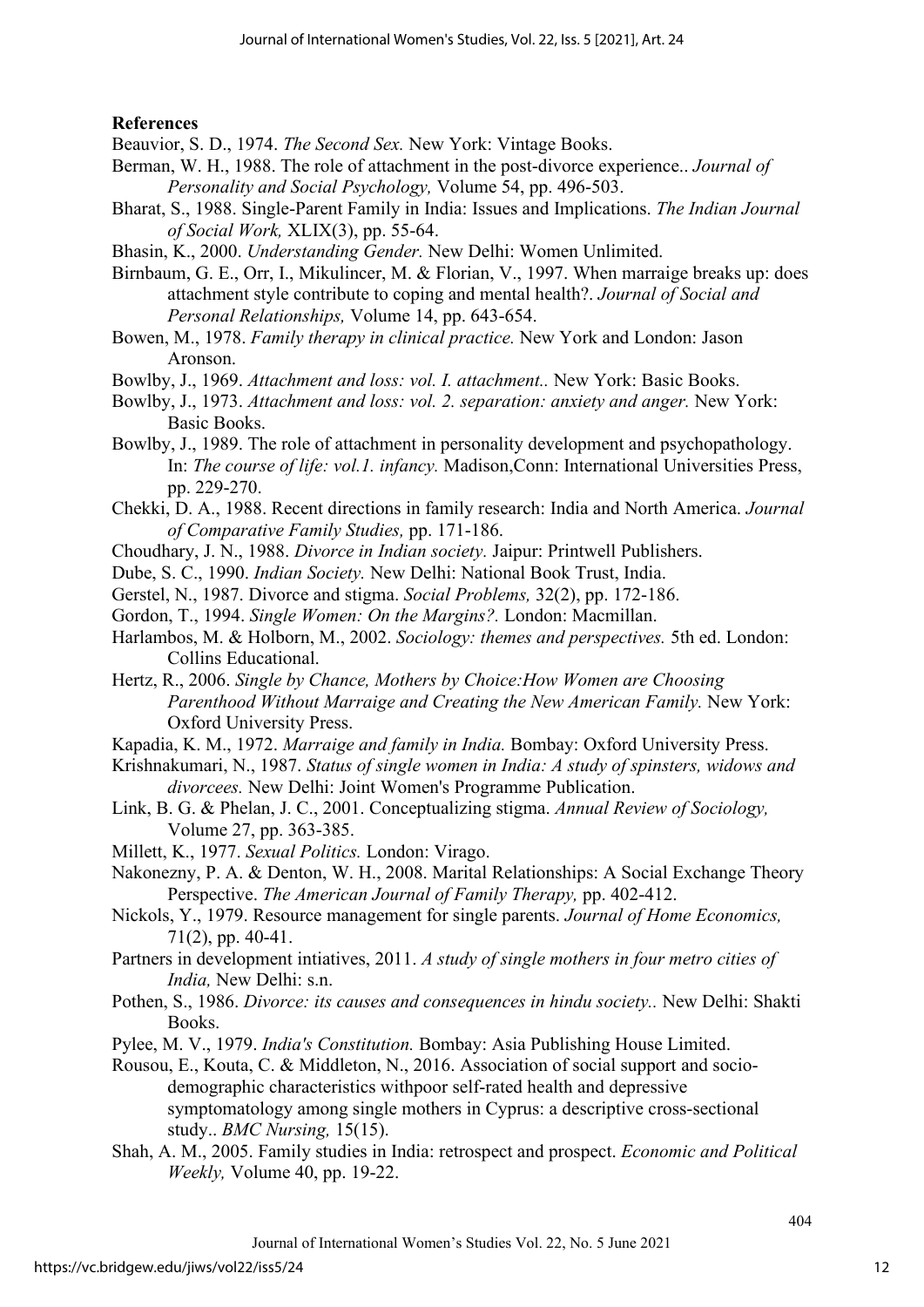**References**

Beauvior, S. D., 1974. *The Second Sex.* New York: Vintage Books.

Berman, W. H., 1988. The role of attachment in the post-divorce experience.. *Journal of Personality and Social Psychology,* Volume 54, pp. 496-503.

Bharat, S., 1988. Single-Parent Family in India: Issues and Implications. *The Indian Journal of Social Work,* XLIX(3), pp. 55-64.

Bhasin, K., 2000. *Understanding Gender.* New Delhi: Women Unlimited.

Birnbaum, G. E., Orr, I., Mikulincer, M. & Florian, V., 1997. When marraige breaks up: does attachment style contribute to coping and mental health?. *Journal of Social and Personal Relationships,* Volume 14, pp. 643-654.

Bowen, M., 1978. *Family therapy in clinical practice.* New York and London: Jason Aronson.

Bowlby, J., 1969. *Attachment and loss: vol. I. attachment..* New York: Basic Books.

Bowlby, J., 1973. *Attachment and loss: vol. 2. separation: anxiety and anger.* New York: Basic Books.

Bowlby, J., 1989. The role of attachment in personality development and psychopathology. In: *The course of life: vol.1. infancy.* Madison,Conn: International Universities Press, pp. 229-270.

Chekki, D. A., 1988. Recent directions in family research: India and North America. *Journal of Comparative Family Studies,* pp. 171-186.

Choudhary, J. N., 1988. *Divorce in Indian society.* Jaipur: Printwell Publishers.

Dube, S. C., 1990. *Indian Society.* New Delhi: National Book Trust, India.

Gerstel, N., 1987. Divorce and stigma. *Social Problems,* 32(2), pp. 172-186.

Gordon, T., 1994. *Single Women: On the Margins?.* London: Macmillan.

Harlambos, M. & Holborn, M., 2002. *Sociology: themes and perspectives.* 5th ed. London: Collins Educational.

Hertz, R., 2006. *Single by Chance, Mothers by Choice:How Women are Choosing Parenthood Without Marraige and Creating the New American Family.* New York: Oxford University Press.

Kapadia, K. M., 1972. *Marraige and family in India.* Bombay: Oxford University Press.

Krishnakumari, N., 1987. *Status of single women in India: A study of spinsters, widows and divorcees.* New Delhi: Joint Women's Programme Publication.

Link, B. G. & Phelan, J. C., 2001. Conceptualizing stigma. *Annual Review of Sociology,* Volume 27, pp. 363-385.

Millett, K., 1977. *Sexual Politics.* London: Virago.

Nakonezny, P. A. & Denton, W. H., 2008. Marital Relationships: A Social Exchange Theory Perspective. *The American Journal of Family Therapy,* pp. 402-412.

Nickols, Y., 1979. Resource management for single parents. *Journal of Home Economics,* 71(2), pp. 40-41.

Partners in development intiatives, 2011. *A study of single mothers in four metro cities of India,* New Delhi: s.n.

Pothen, S., 1986. *Divorce: its causes and consequences in hindu society..* New Delhi: Shakti Books.

Pylee, M. V., 1979. *India's Constitution.* Bombay: Asia Publishing House Limited.

Rousou, E., Kouta, C. & Middleton, N., 2016. Association of social support and socio-demographic characteristics withpoor self-rated health and depressive symptomatology among single mothers in Cyprus: a descriptive cross-sectional study.. *BMC Nursing,* 15(15).

Shah, A. M., 2005. Family studies in India: retrospect and prospect. *Economic and Political Weekly,* Volume 40, pp. 19-22.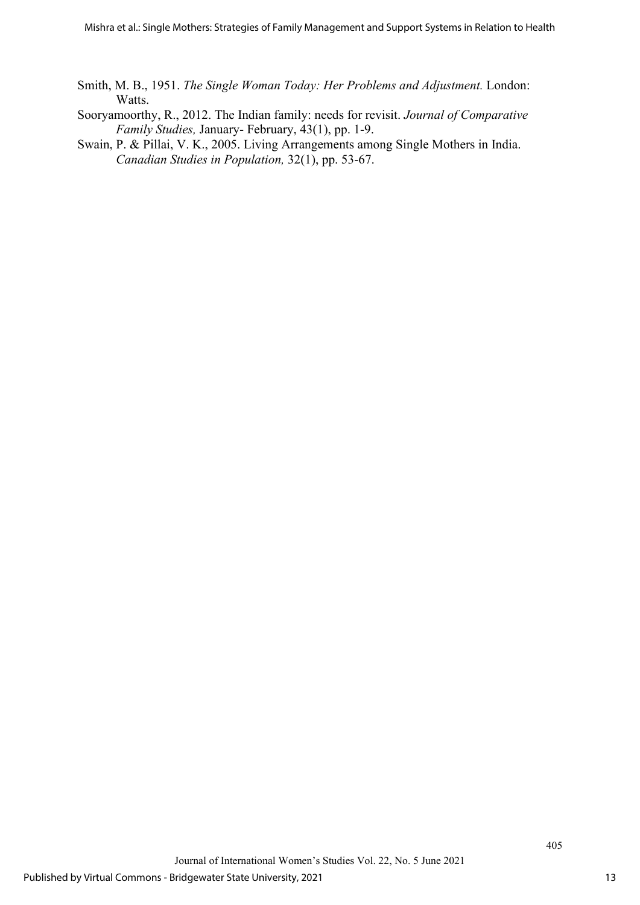Smith, M. B., 1951. *The Single Woman Today: Her Problems and Adjustment.* London: Watts.

Sooryamoorthy, R., 2012. The Indian family: needs for revisit. *Journal of Comparative Family Studies,* January- February, 43(1), pp. 1-9.

Swain, P. & Pillai, V. K., 2005. Living Arrangements among Single Mothers in India. *Canadian Studies in Population,* 32(1), pp. 53-67.